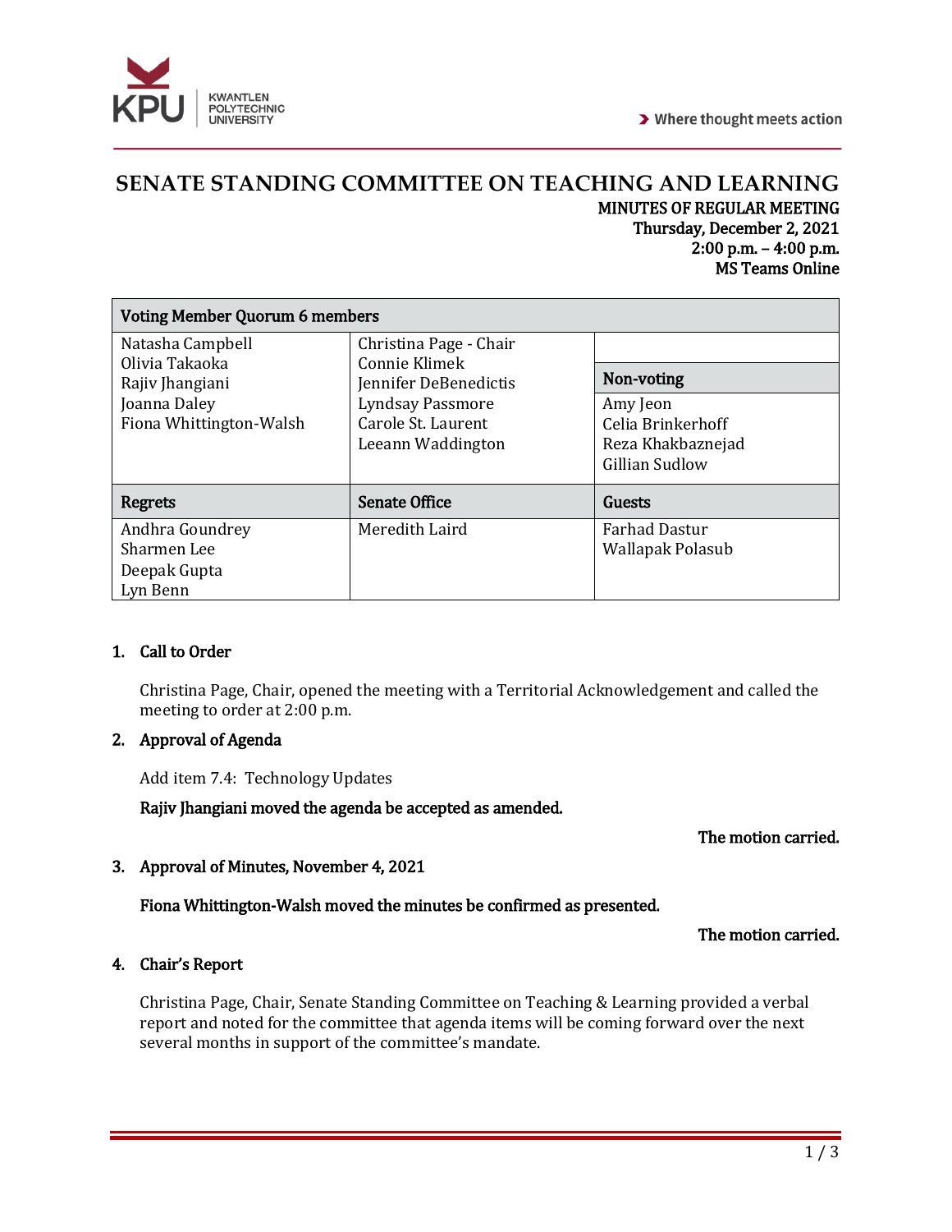# SENATE STANDING COMMITTEE ON TEACHING AND LEARNING

**MINUTES OF REGULAR MEETING**
**Thursday, December 2, 2021**
**2:00 p.m. – 4:00 p.m.**
**MS Teams Online**

| Voting Member Quorum 6 members | | |
|---|---|---|
| Natasha Campbell<br>Olivia Takaoka<br>Rajiv Jhangiani<br>Joanna Daley<br>Fiona Whittington-Walsh | Christina Page - Chair<br>Connie Klimek<br>Jennifer DeBenedictis<br>Lyndsay Passmore<br>Carole St. Laurent<br>Leeann Waddington | **Non-voting**<br>Amy Jeon<br>Celia Brinkerhoff<br>Reza Khakbaznejad<br>Gillian Sudlow |
| **Regrets** | **Senate Office** | **Guests** |
| Andhra Goundrey<br>Sharmen Lee<br>Deepak Gupta<br>Lyn Benn | Meredith Laird | Farhad Dastur<br>Wallapak Polasub |

## 1. Call to Order

Christina Page, Chair, opened the meeting with a Territorial Acknowledgement and called the meeting to order at 2:00 p.m.

## 2. Approval of Agenda

Add item 7.4: Technology Updates

**Rajiv Jhangiani moved the agenda be accepted as amended.**

**The motion carried.**

## 3. Approval of Minutes, November 4, 2021

**Fiona Whittington-Walsh moved the minutes be confirmed as presented.**

**The motion carried.**

## 4. Chair's Report

Christina Page, Chair, Senate Standing Committee on Teaching & Learning provided a verbal report and noted for the committee that agenda items will be coming forward over the next several months in support of the committee's mandate.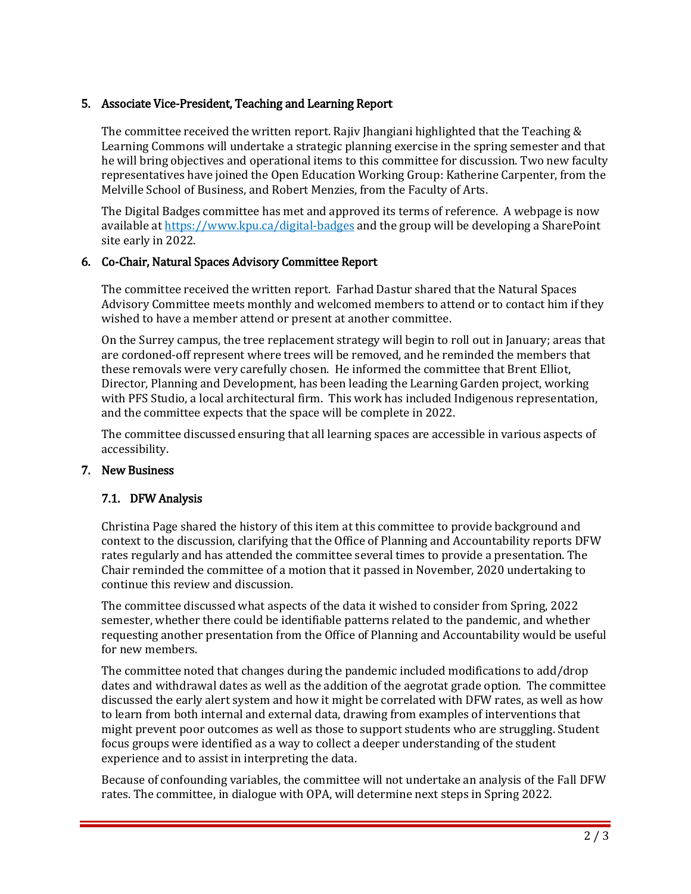## 5. Associate Vice-President, Teaching and Learning Report

The committee received the written report. Rajiv Jhangiani highlighted that the Teaching & Learning Commons will undertake a strategic planning exercise in the spring semester and that he will bring objectives and operational items to this committee for discussion. Two new faculty representatives have joined the Open Education Working Group: Katherine Carpenter, from the Melville School of Business, and Robert Menzies, from the Faculty of Arts.

The Digital Badges committee has met and approved its terms of reference. A webpage is now available at [https://www.kpu.ca/digital-badges](https://www.kpu.ca/digital-badges) and the group will be developing a SharePoint site early in 2022.

## 6. Co-Chair, Natural Spaces Advisory Committee Report

The committee received the written report. Farhad Dastur shared that the Natural Spaces Advisory Committee meets monthly and welcomed members to attend or to contact him if they wished to have a member attend or present at another committee.

On the Surrey campus, the tree replacement strategy will begin to roll out in January; areas that are cordoned-off represent where trees will be removed, and he reminded the members that these removals were very carefully chosen. He informed the committee that Brent Elliot, Director, Planning and Development, has been leading the Learning Garden project, working with PFS Studio, a local architectural firm. This work has included Indigenous representation, and the committee expects that the space will be complete in 2022.

The committee discussed ensuring that all learning spaces are accessible in various aspects of accessibility.

## 7. New Business

### 7.1. DFW Analysis

Christina Page shared the history of this item at this committee to provide background and context to the discussion, clarifying that the Office of Planning and Accountability reports DFW rates regularly and has attended the committee several times to provide a presentation. The Chair reminded the committee of a motion that it passed in November, 2020 undertaking to continue this review and discussion.

The committee discussed what aspects of the data it wished to consider from Spring, 2022 semester, whether there could be identifiable patterns related to the pandemic, and whether requesting another presentation from the Office of Planning and Accountability would be useful for new members.

The committee noted that changes during the pandemic included modifications to add/drop dates and withdrawal dates as well as the addition of the aegrotat grade option. The committee discussed the early alert system and how it might be correlated with DFW rates, as well as how to learn from both internal and external data, drawing from examples of interventions that might prevent poor outcomes as well as those to support students who are struggling. Student focus groups were identified as a way to collect a deeper understanding of the student experience and to assist in interpreting the data.

Because of confounding variables, the committee will not undertake an analysis of the Fall DFW rates. The committee, in dialogue with OPA, will determine next steps in Spring 2022.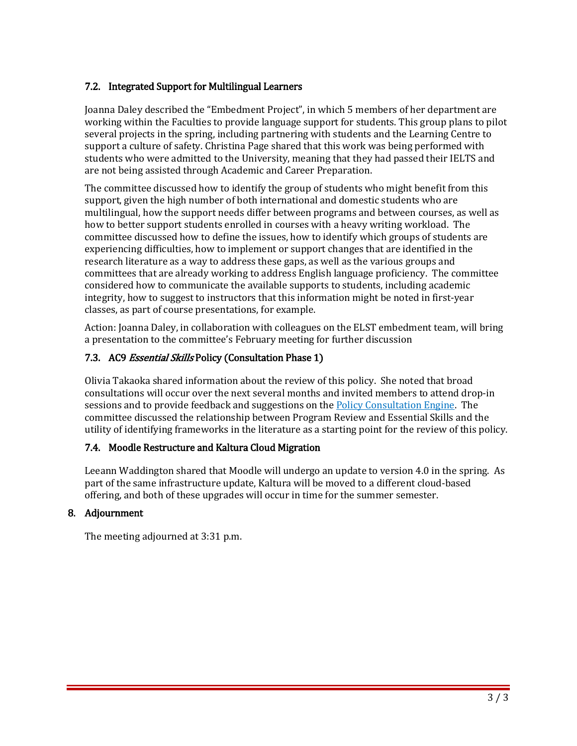### 7.2. Integrated Support for Multilingual Learners

Joanna Daley described the "Embedment Project", in which 5 members of her department are working within the Faculties to provide language support for students. This group plans to pilot several projects in the spring, including partnering with students and the Learning Centre to support a culture of safety. Christina Page shared that this work was being performed with students who were admitted to the University, meaning that they had passed their IELTS and are not being assisted through Academic and Career Preparation.

The committee discussed how to identify the group of students who might benefit from this support, given the high number of both international and domestic students who are multilingual, how the support needs differ between programs and between courses, as well as how to better support students enrolled in courses with a heavy writing workload. The committee discussed how to define the issues, how to identify which groups of students are experiencing difficulties, how to implement or support changes that are identified in the research literature as a way to address these gaps, as well as the various groups and committees that are already working to address English language proficiency. The committee considered how to communicate the available supports to students, including academic integrity, how to suggest to instructors that this information might be noted in first-year classes, as part of course presentations, for example.

Action: Joanna Daley, in collaboration with colleagues on the ELST embedment team, will bring a presentation to the committee's February meeting for further discussion

### 7.3. AC9 *Essential Skills* Policy (Consultation Phase 1)

Olivia Takaoka shared information about the review of this policy. She noted that broad consultations will occur over the next several months and invited members to attend drop-in sessions and to provide feedback and suggestions on the Policy Consultation Engine. The committee discussed the relationship between Program Review and Essential Skills and the utility of identifying frameworks in the literature as a starting point for the review of this policy.

### 7.4. Moodle Restructure and Kaltura Cloud Migration

Leeann Waddington shared that Moodle will undergo an update to version 4.0 in the spring. As part of the same infrastructure update, Kaltura will be moved to a different cloud-based offering, and both of these upgrades will occur in time for the summer semester.

## 8. Adjournment

The meeting adjourned at 3:31 p.m.